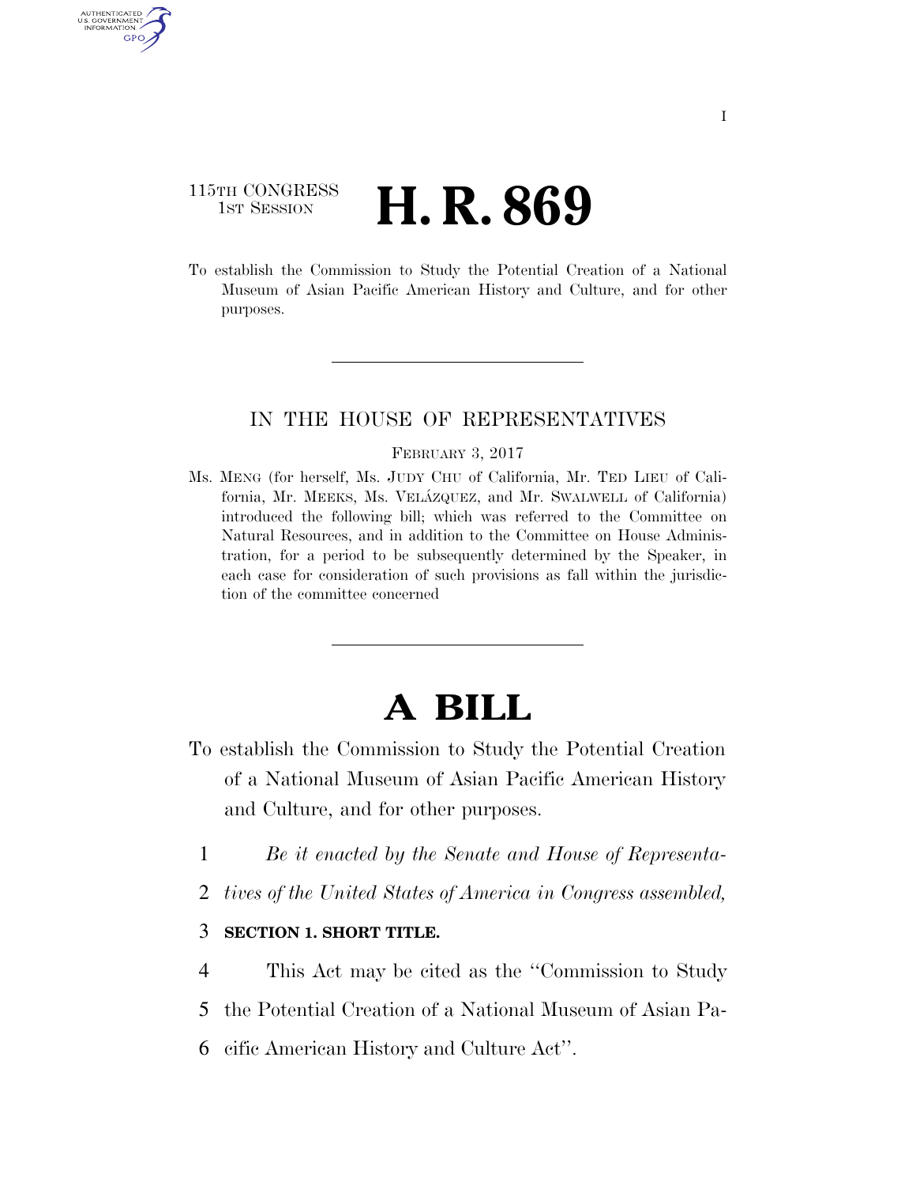115TH CONGRESS
1ST SESSION

# H. R. 869

To establish the Commission to Study the Potential Creation of a National Museum of Asian Pacific American History and Culture, and for other purposes.

---

IN THE HOUSE OF REPRESENTATIVES

FEBRUARY 3, 2017

Ms. MENG (for herself, Ms. JUDY CHU of California, Mr. TED LIEU of California, Mr. MEEKS, Ms. VELÁZQUEZ, and Mr. SWALWELL of California) introduced the following bill; which was referred to the Committee on Natural Resources, and in addition to the Committee on House Administration, for a period to be subsequently determined by the Speaker, in each case for consideration of such provisions as fall within the jurisdiction of the committee concerned

---

# A BILL

To establish the Commission to Study the Potential Creation of a National Museum of Asian Pacific American History and Culture, and for other purposes.

1 *Be it enacted by the Senate and House of Representa-*
2 *tives of the United States of America in Congress assembled,*

3 **SECTION 1. SHORT TITLE.**

4 This Act may be cited as the ''Commission to Study
5 the Potential Creation of a National Museum of Asian Pa-
6 cific American History and Culture Act''.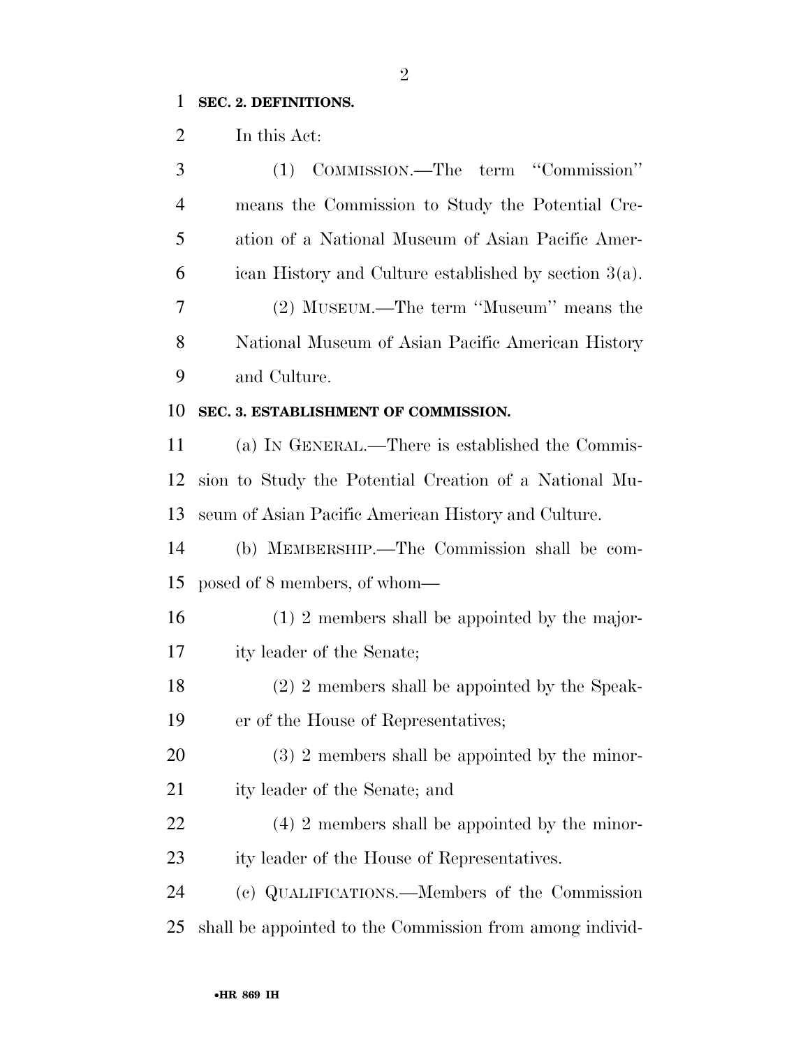**SEC. 2. DEFINITIONS.**

In this Act:

(1) COMMISSION.—The term ''Commission'' means the Commission to Study the Potential Creation of a National Museum of Asian Pacific American History and Culture established by section 3(a).

(2) MUSEUM.—The term ''Museum'' means the National Museum of Asian Pacific American History and Culture.

**SEC. 3. ESTABLISHMENT OF COMMISSION.**

(a) IN GENERAL.—There is established the Commission to Study the Potential Creation of a National Museum of Asian Pacific American History and Culture.

(b) MEMBERSHIP.—The Commission shall be composed of 8 members, of whom—

(1) 2 members shall be appointed by the majority leader of the Senate;

(2) 2 members shall be appointed by the Speaker of the House of Representatives;

(3) 2 members shall be appointed by the minority leader of the Senate; and

(4) 2 members shall be appointed by the minority leader of the House of Representatives.

(c) QUALIFICATIONS.—Members of the Commission shall be appointed to the Commission from among individ-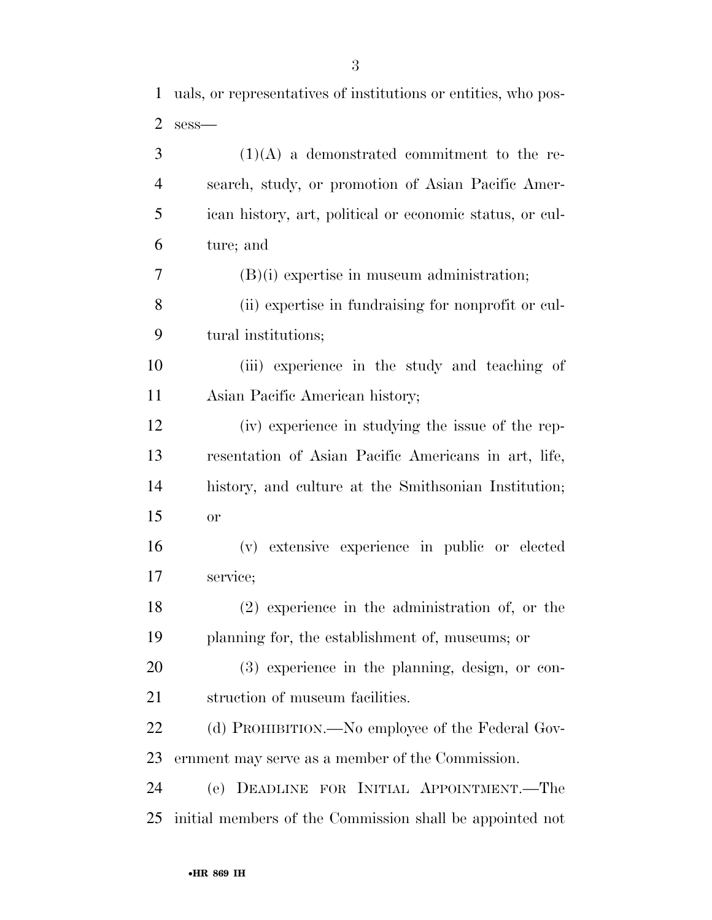uals, or representatives of institutions or entities, who possess—

(1)(A) a demonstrated commitment to the research, study, or promotion of Asian Pacific American history, art, political or economic status, or culture; and

(B)(i) expertise in museum administration;

(ii) expertise in fundraising for nonprofit or cultural institutions;

(iii) experience in the study and teaching of Asian Pacific American history;

(iv) experience in studying the issue of the representation of Asian Pacific Americans in art, life, history, and culture at the Smithsonian Institution; or

(v) extensive experience in public or elected service;

(2) experience in the administration of, or the planning for, the establishment of, museums; or

(3) experience in the planning, design, or construction of museum facilities.

(d) PROHIBITION.—No employee of the Federal Government may serve as a member of the Commission.

(e) DEADLINE FOR INITIAL APPOINTMENT.—The initial members of the Commission shall be appointed not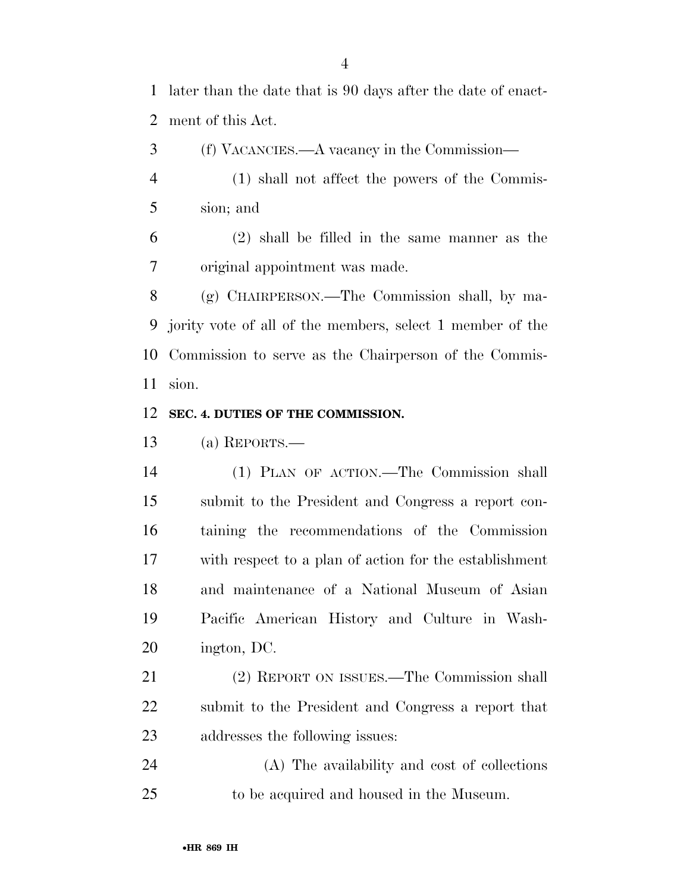later than the date that is 90 days after the date of enactment of this Act.

(f) VACANCIES.—A vacancy in the Commission—

(1) shall not affect the powers of the Commission; and

(2) shall be filled in the same manner as the original appointment was made.

(g) CHAIRPERSON.—The Commission shall, by majority vote of all of the members, select 1 member of the Commission to serve as the Chairperson of the Commission.

**SEC. 4. DUTIES OF THE COMMISSION.**

(a) REPORTS.—

(1) PLAN OF ACTION.—The Commission shall submit to the President and Congress a report containing the recommendations of the Commission with respect to a plan of action for the establishment and maintenance of a National Museum of Asian Pacific American History and Culture in Washington, DC.

(2) REPORT ON ISSUES.—The Commission shall submit to the President and Congress a report that addresses the following issues:

(A) The availability and cost of collections to be acquired and housed in the Museum.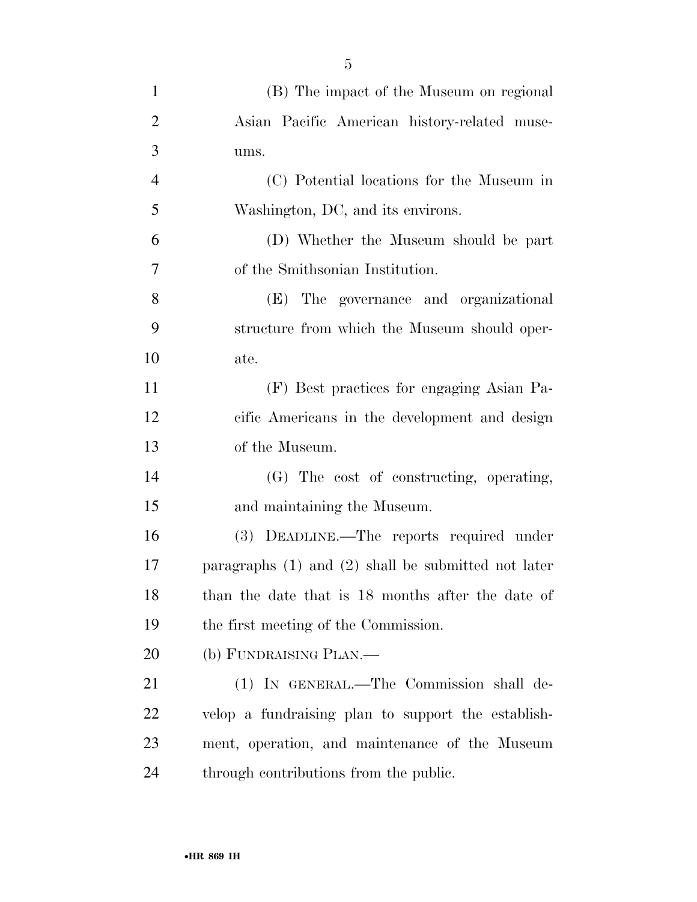(B) The impact of the Museum on regional Asian Pacific American history-related museums.

(C) Potential locations for the Museum in Washington, DC, and its environs.

(D) Whether the Museum should be part of the Smithsonian Institution.

(E) The governance and organizational structure from which the Museum should operate.

(F) Best practices for engaging Asian Pacific Americans in the development and design of the Museum.

(G) The cost of constructing, operating, and maintaining the Museum.

(3) DEADLINE.—The reports required under paragraphs (1) and (2) shall be submitted not later than the date that is 18 months after the date of the first meeting of the Commission.

(b) FUNDRAISING PLAN.—

(1) IN GENERAL.—The Commission shall develop a fundraising plan to support the establishment, operation, and maintenance of the Museum through contributions from the public.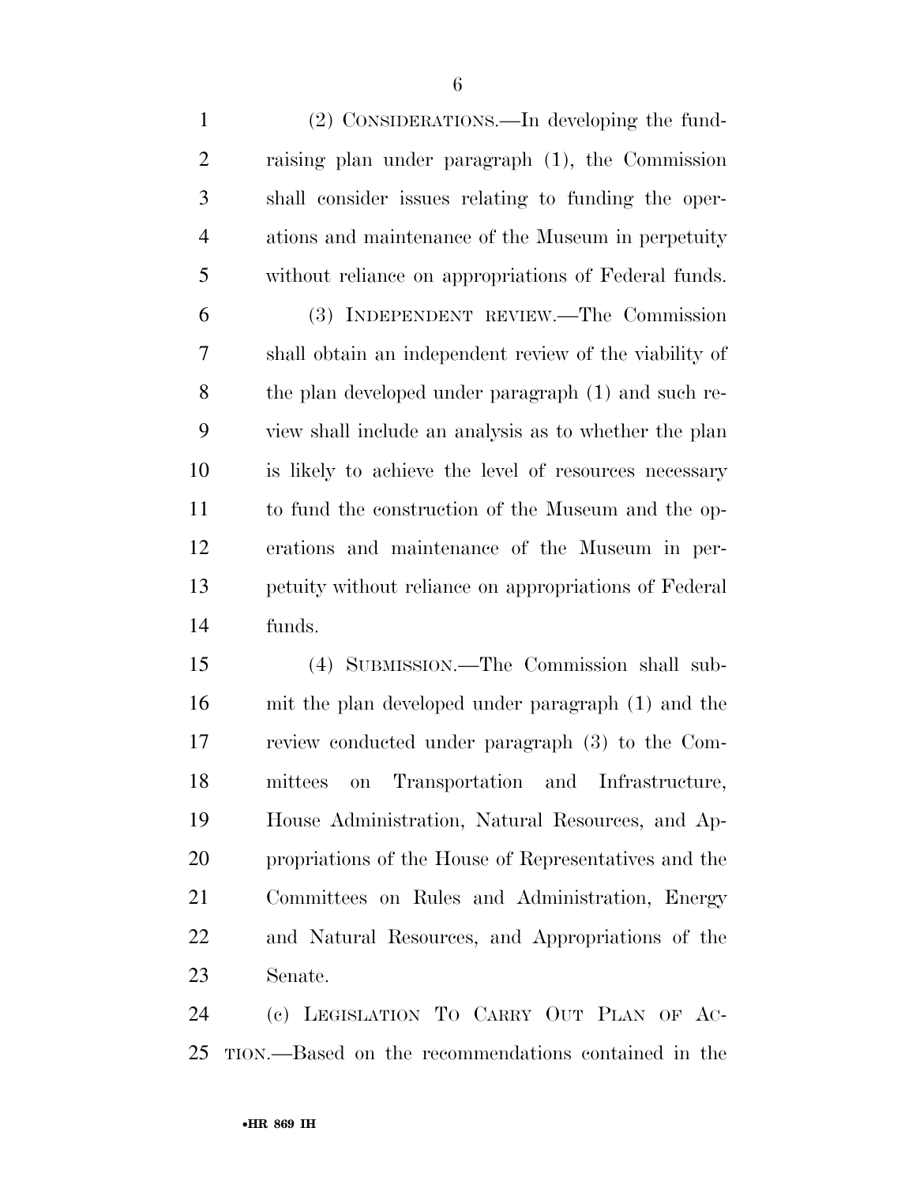(2) CONSIDERATIONS.—In developing the fundraising plan under paragraph (1), the Commission shall consider issues relating to funding the operations and maintenance of the Museum in perpetuity without reliance on appropriations of Federal funds.

(3) INDEPENDENT REVIEW.—The Commission shall obtain an independent review of the viability of the plan developed under paragraph (1) and such review shall include an analysis as to whether the plan is likely to achieve the level of resources necessary to fund the construction of the Museum and the operations and maintenance of the Museum in perpetuity without reliance on appropriations of Federal funds.

(4) SUBMISSION.—The Commission shall submit the plan developed under paragraph (1) and the review conducted under paragraph (3) to the Committees on Transportation and Infrastructure, House Administration, Natural Resources, and Appropriations of the House of Representatives and the Committees on Rules and Administration, Energy and Natural Resources, and Appropriations of the Senate.

(c) LEGISLATION TO CARRY OUT PLAN OF ACTION.—Based on the recommendations contained in the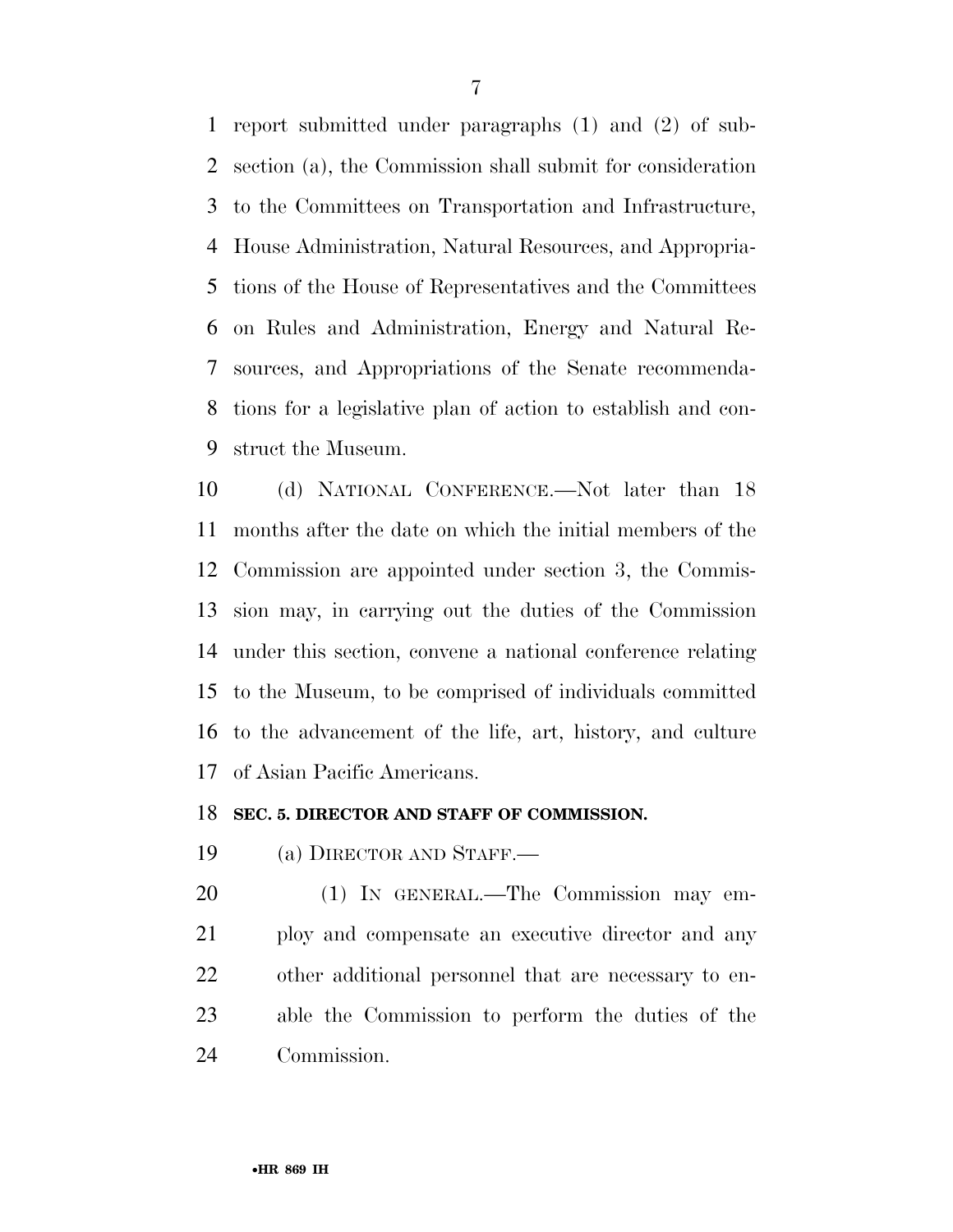report submitted under paragraphs (1) and (2) of subsection (a), the Commission shall submit for consideration to the Committees on Transportation and Infrastructure, House Administration, Natural Resources, and Appropriations of the House of Representatives and the Committees on Rules and Administration, Energy and Natural Resources, and Appropriations of the Senate recommendations for a legislative plan of action to establish and construct the Museum.

(d) NATIONAL CONFERENCE.—Not later than 18 months after the date on which the initial members of the Commission are appointed under section 3, the Commission may, in carrying out the duties of the Commission under this section, convene a national conference relating to the Museum, to be comprised of individuals committed to the advancement of the life, art, history, and culture of Asian Pacific Americans.

**SEC. 5. DIRECTOR AND STAFF OF COMMISSION.**

(a) DIRECTOR AND STAFF.—

(1) IN GENERAL.—The Commission may employ and compensate an executive director and any other additional personnel that are necessary to enable the Commission to perform the duties of the Commission.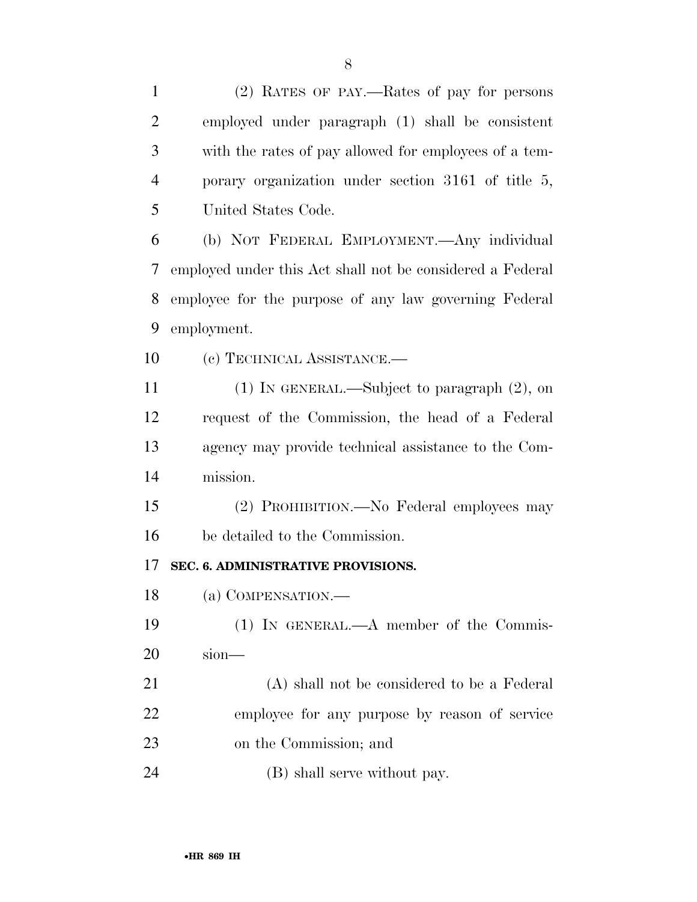(2) RATES OF PAY.—Rates of pay for persons employed under paragraph (1) shall be consistent with the rates of pay allowed for employees of a temporary organization under section 3161 of title 5, United States Code.

(b) NOT FEDERAL EMPLOYMENT.—Any individual employed under this Act shall not be considered a Federal employee for the purpose of any law governing Federal employment.

(c) TECHNICAL ASSISTANCE.—

(1) IN GENERAL.—Subject to paragraph (2), on request of the Commission, the head of a Federal agency may provide technical assistance to the Commission.

(2) PROHIBITION.—No Federal employees may be detailed to the Commission.

**SEC. 6. ADMINISTRATIVE PROVISIONS.**

(a) COMPENSATION.—

(1) IN GENERAL.—A member of the Commission—

(A) shall not be considered to be a Federal employee for any purpose by reason of service on the Commission; and

(B) shall serve without pay.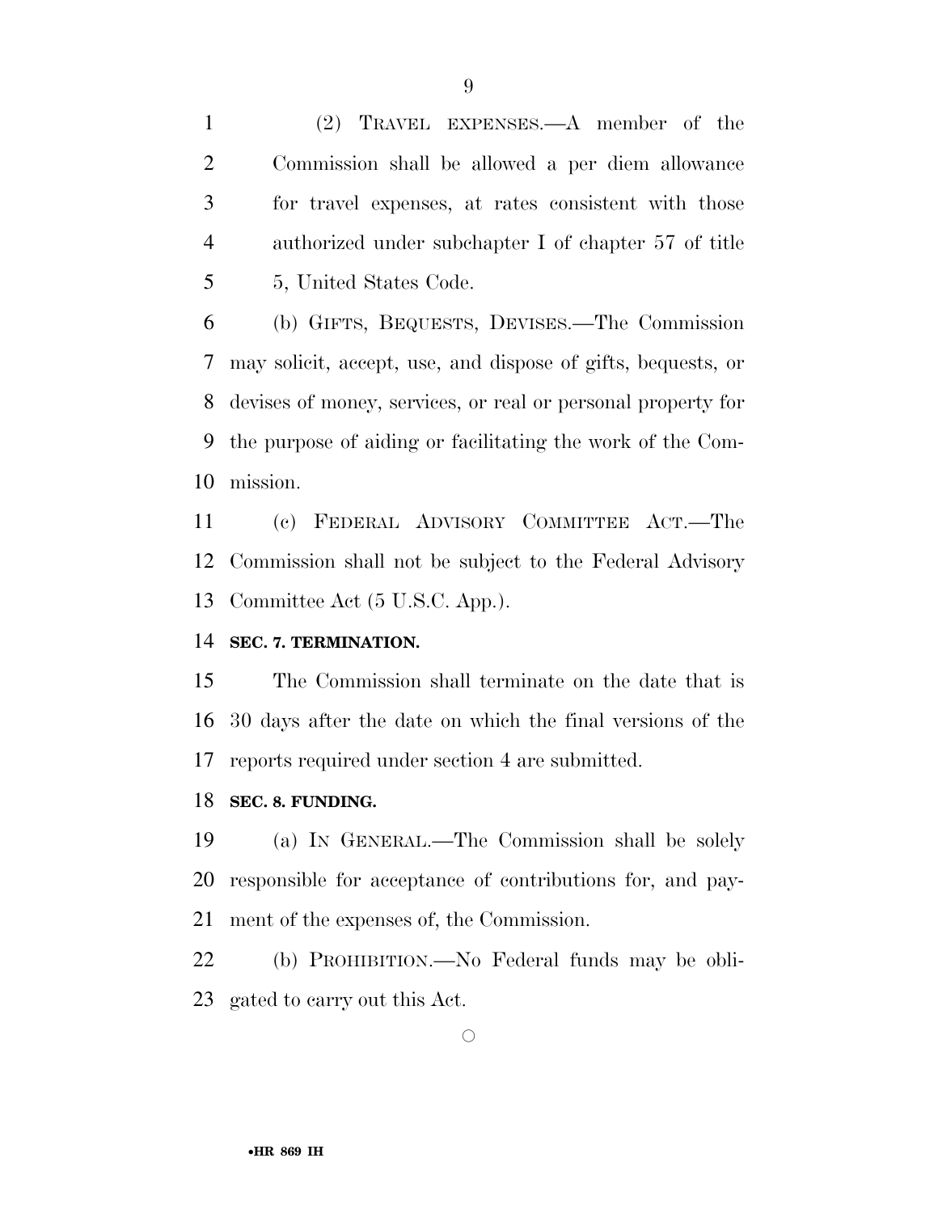(2) TRAVEL EXPENSES.—A member of the Commission shall be allowed a per diem allowance for travel expenses, at rates consistent with those authorized under subchapter I of chapter 57 of title 5, United States Code.

(b) GIFTS, BEQUESTS, DEVISES.—The Commission may solicit, accept, use, and dispose of gifts, bequests, or devises of money, services, or real or personal property for the purpose of aiding or facilitating the work of the Commission.

(c) FEDERAL ADVISORY COMMITTEE ACT.—The Commission shall not be subject to the Federal Advisory Committee Act (5 U.S.C. App.).

**SEC. 7. TERMINATION.**

The Commission shall terminate on the date that is 30 days after the date on which the final versions of the reports required under section 4 are submitted.

**SEC. 8. FUNDING.**

(a) IN GENERAL.—The Commission shall be solely responsible for acceptance of contributions for, and payment of the expenses of, the Commission.

(b) PROHIBITION.—No Federal funds may be obligated to carry out this Act.

○